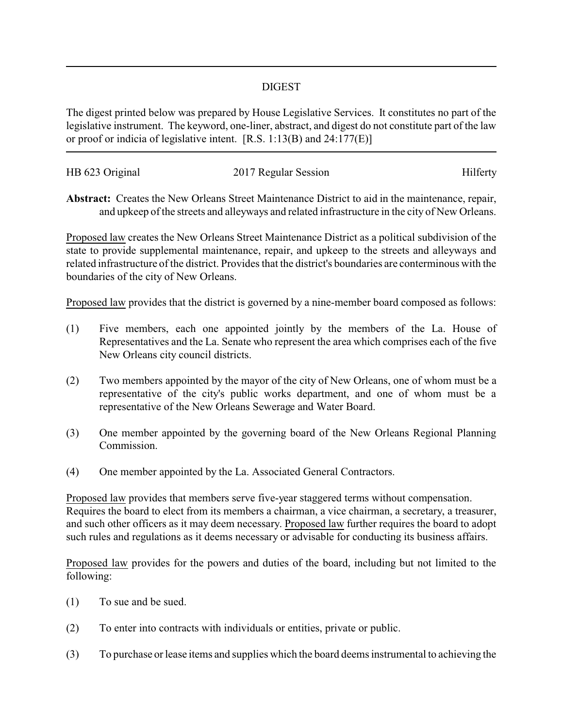## DIGEST

The digest printed below was prepared by House Legislative Services. It constitutes no part of the legislative instrument. The keyword, one-liner, abstract, and digest do not constitute part of the law or proof or indicia of legislative intent. [R.S. 1:13(B) and 24:177(E)]

---

HB 623 Original — 2017 Regular Session — Hilferty

**Abstract:** Creates the New Orleans Street Maintenance District to aid in the maintenance, repair, and upkeep of the streets and alleyways and related infrastructure in the city of New Orleans.

Proposed law creates the New Orleans Street Maintenance District as a political subdivision of the state to provide supplemental maintenance, repair, and upkeep to the streets and alleyways and related infrastructure of the district. Provides that the district's boundaries are conterminous with the boundaries of the city of New Orleans.

Proposed law provides that the district is governed by a nine-member board composed as follows:

(1) Five members, each one appointed jointly by the members of the La. House of Representatives and the La. Senate who represent the area which comprises each of the five New Orleans city council districts.

(2) Two members appointed by the mayor of the city of New Orleans, one of whom must be a representative of the city's public works department, and one of whom must be a representative of the New Orleans Sewerage and Water Board.

(3) One member appointed by the governing board of the New Orleans Regional Planning Commission.

(4) One member appointed by the La. Associated General Contractors.

Proposed law provides that members serve five-year staggered terms without compensation. Requires the board to elect from its members a chairman, a vice chairman, a secretary, a treasurer, and such other officers as it may deem necessary. Proposed law further requires the board to adopt such rules and regulations as it deems necessary or advisable for conducting its business affairs.

Proposed law provides for the powers and duties of the board, including but not limited to the following:

(1) To sue and be sued.

(2) To enter into contracts with individuals or entities, private or public.

(3) To purchase or lease items and supplies which the board deems instrumental to achieving the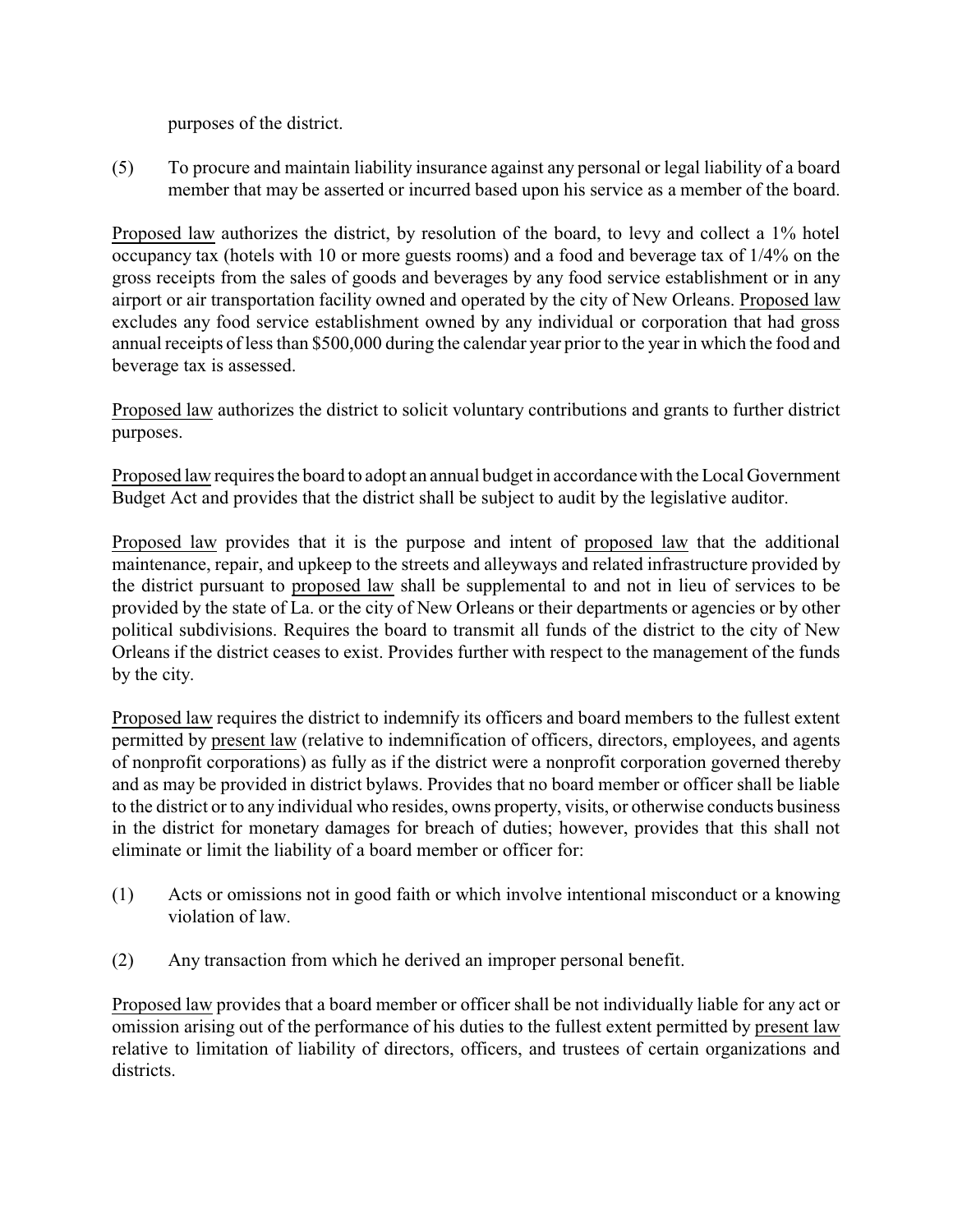purposes of the district.

(5) To procure and maintain liability insurance against any personal or legal liability of a board member that may be asserted or incurred based upon his service as a member of the board.

<u>Proposed law</u> authorizes the district, by resolution of the board, to levy and collect a 1% hotel occupancy tax (hotels with 10 or more guests rooms) and a food and beverage tax of 1/4% on the gross receipts from the sales of goods and beverages by any food service establishment or in any airport or air transportation facility owned and operated by the city of New Orleans. <u>Proposed law</u> excludes any food service establishment owned by any individual or corporation that had gross annual receipts of less than $500,000 during the calendar year prior to the year in which the food and beverage tax is assessed.

<u>Proposed law</u> authorizes the district to solicit voluntary contributions and grants to further district purposes.

<u>Proposed law</u> requires the board to adopt an annual budget in accordance with the Local Government Budget Act and provides that the district shall be subject to audit by the legislative auditor.

<u>Proposed law</u> provides that it is the purpose and intent of <u>proposed law</u> that the additional maintenance, repair, and upkeep to the streets and alleyways and related infrastructure provided by the district pursuant to <u>proposed law</u> shall be supplemental to and not in lieu of services to be provided by the state of La. or the city of New Orleans or their departments or agencies or by other political subdivisions. Requires the board to transmit all funds of the district to the city of New Orleans if the district ceases to exist. Provides further with respect to the management of the funds by the city.

<u>Proposed law</u> requires the district to indemnify its officers and board members to the fullest extent permitted by <u>present law</u> (relative to indemnification of officers, directors, employees, and agents of nonprofit corporations) as fully as if the district were a nonprofit corporation governed thereby and as may be provided in district bylaws. Provides that no board member or officer shall be liable to the district or to any individual who resides, owns property, visits, or otherwise conducts business in the district for monetary damages for breach of duties; however, provides that this shall not eliminate or limit the liability of a board member or officer for:

(1) Acts or omissions not in good faith or which involve intentional misconduct or a knowing violation of law.

(2) Any transaction from which he derived an improper personal benefit.

<u>Proposed law</u> provides that a board member or officer shall be not individually liable for any act or omission arising out of the performance of his duties to the fullest extent permitted by <u>present law</u> relative to limitation of liability of directors, officers, and trustees of certain organizations and districts.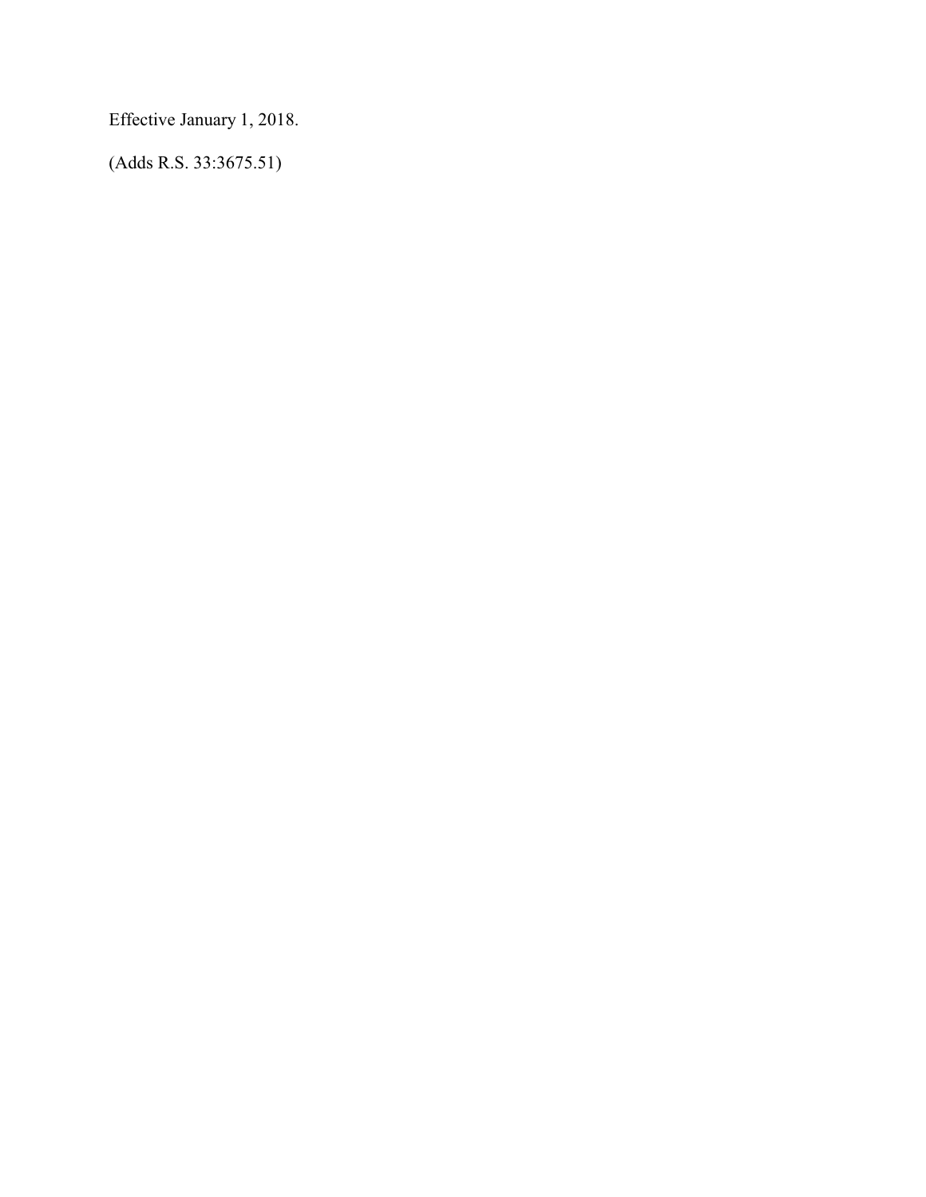Effective January 1, 2018.

(Adds R.S. 33:3675.51)